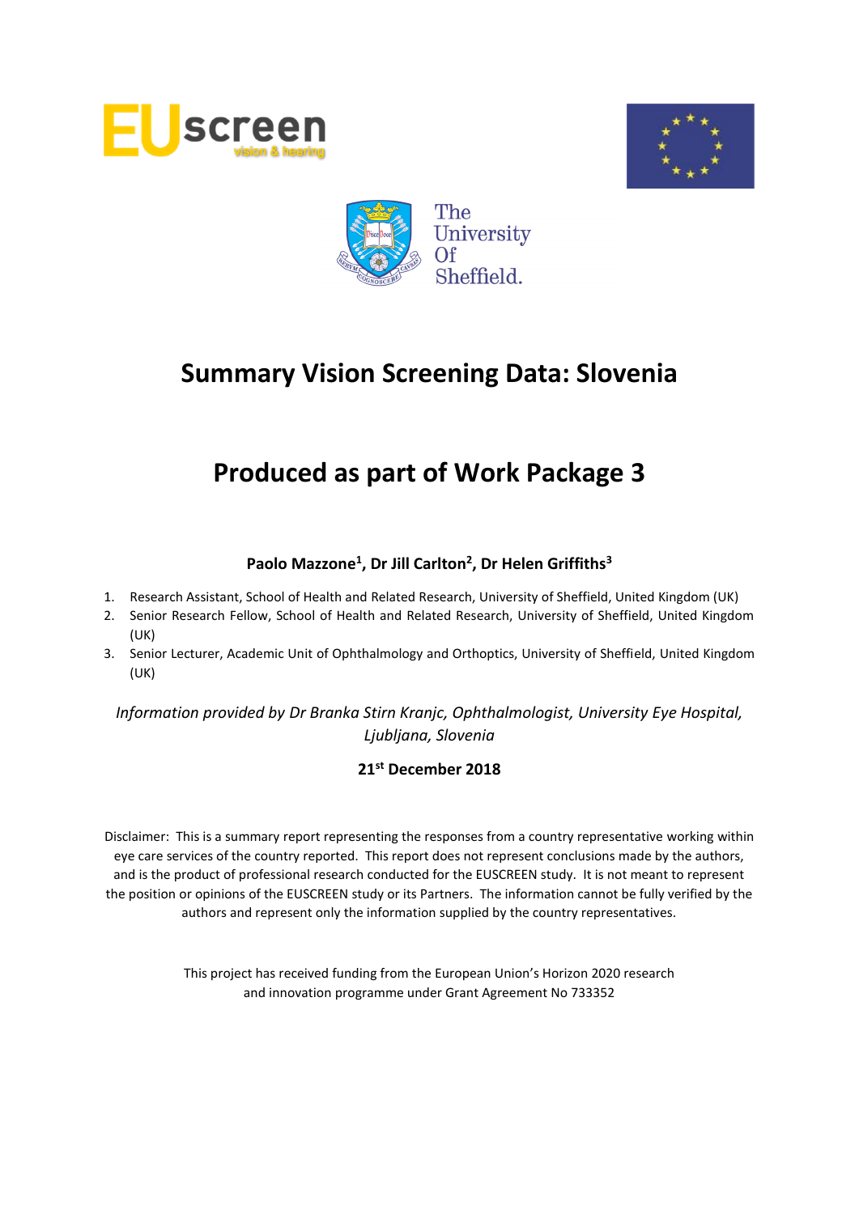# Summary Vision Screening Data: Slovenia

# Produced as part of Work Package 3

**Paolo Mazzone[1], Dr Jill Carlton[2], Dr Helen Griffiths[3]**

1. Research Assistant, School of Health and Related Research, University of Sheffield, United Kingdom (UK)
2. Senior Research Fellow, School of Health and Related Research, University of Sheffield, United Kingdom (UK)
3. Senior Lecturer, Academic Unit of Ophthalmology and Orthoptics, University of Sheffield, United Kingdom (UK)

*Information provided by Dr Branka Stirn Kranjc, Ophthalmologist, University Eye Hospital, Ljubljana, Slovenia*

**21st December 2018**

Disclaimer: This is a summary report representing the responses from a country representative working within eye care services of the country reported. This report does not represent conclusions made by the authors, and is the product of professional research conducted for the EUSCREEN study. It is not meant to represent the position or opinions of the EUSCREEN study or its Partners. The information cannot be fully verified by the authors and represent only the information supplied by the country representatives.

This project has received funding from the European Union's Horizon 2020 research and innovation programme under Grant Agreement No 733352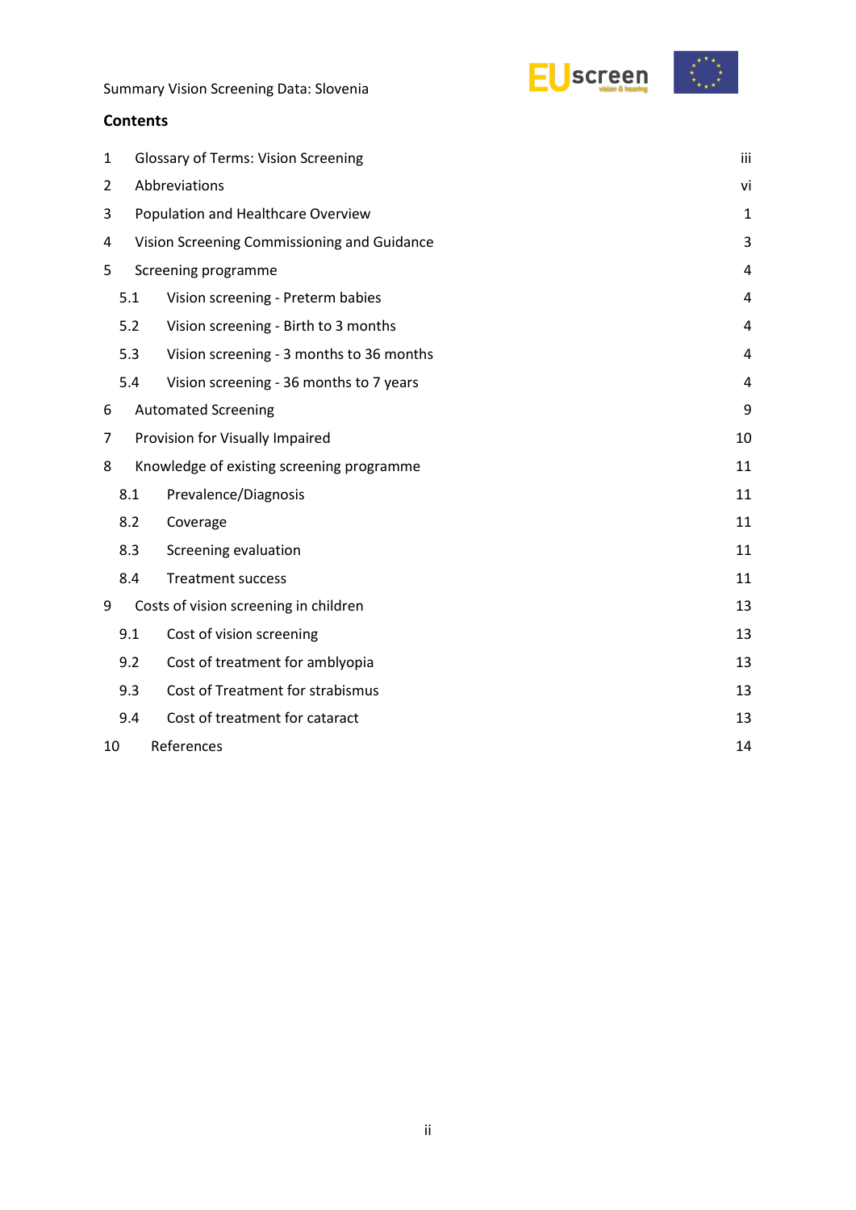## Contents

| | | |
|---|---|---|
| 1 | Glossary of Terms: Vision Screening | iii |
| 2 | Abbreviations | vi |
| 3 | Population and Healthcare Overview | 1 |
| 4 | Vision Screening Commissioning and Guidance | 3 |
| 5 | Screening programme | 4 |
| 5.1 | Vision screening - Preterm babies | 4 |
| 5.2 | Vision screening - Birth to 3 months | 4 |
| 5.3 | Vision screening - 3 months to 36 months | 4 |
| 5.4 | Vision screening - 36 months to 7 years | 4 |
| 6 | Automated Screening | 9 |
| 7 | Provision for Visually Impaired | 10 |
| 8 | Knowledge of existing screening programme | 11 |
| 8.1 | Prevalence/Diagnosis | 11 |
| 8.2 | Coverage | 11 |
| 8.3 | Screening evaluation | 11 |
| 8.4 | Treatment success | 11 |
| 9 | Costs of vision screening in children | 13 |
| 9.1 | Cost of vision screening | 13 |
| 9.2 | Cost of treatment for amblyopia | 13 |
| 9.3 | Cost of Treatment for strabismus | 13 |
| 9.4 | Cost of treatment for cataract | 13 |
| 10 | References | 14 |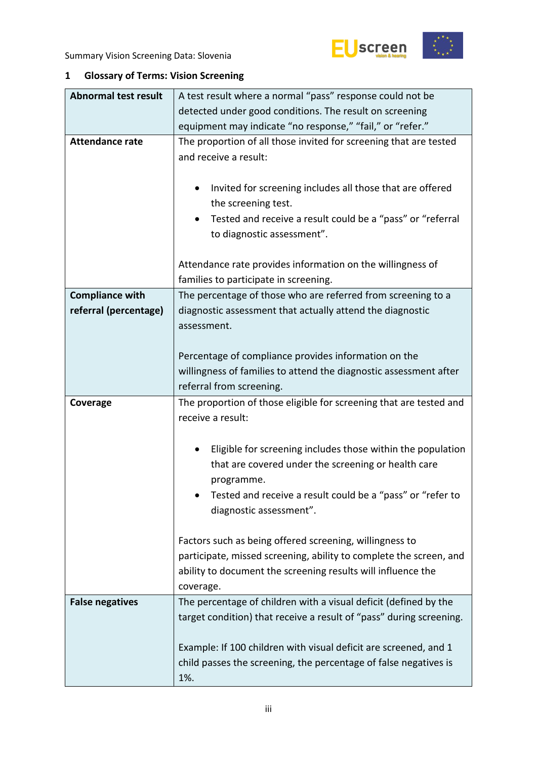# 1 Glossary of Terms: Vision Screening

| | |
|---|---|
| **Abnormal test result** | A test result where a normal "pass" response could not be detected under good conditions. The result on screening equipment may indicate "no response," "fail," or "refer." |
| **Attendance rate** | The proportion of all those invited for screening that are tested and receive a result:<br><br>• Invited for screening includes all those that are offered the screening test.<br>• Tested and receive a result could be a "pass" or "referral to diagnostic assessment".<br><br>Attendance rate provides information on the willingness of families to participate in screening. |
| **Compliance with referral (percentage)** | The percentage of those who are referred from screening to a diagnostic assessment that actually attend the diagnostic assessment.<br><br>Percentage of compliance provides information on the willingness of families to attend the diagnostic assessment after referral from screening. |
| **Coverage** | The proportion of those eligible for screening that are tested and receive a result:<br><br>• Eligible for screening includes those within the population that are covered under the screening or health care programme.<br>• Tested and receive a result could be a "pass" or "refer to diagnostic assessment".<br><br>Factors such as being offered screening, willingness to participate, missed screening, ability to complete the screen, and ability to document the screening results will influence the coverage. |
| **False negatives** | The percentage of children with a visual deficit (defined by the target condition) that receive a result of "pass" during screening.<br><br>Example: If 100 children with visual deficit are screened, and 1 child passes the screening, the percentage of false negatives is 1%. |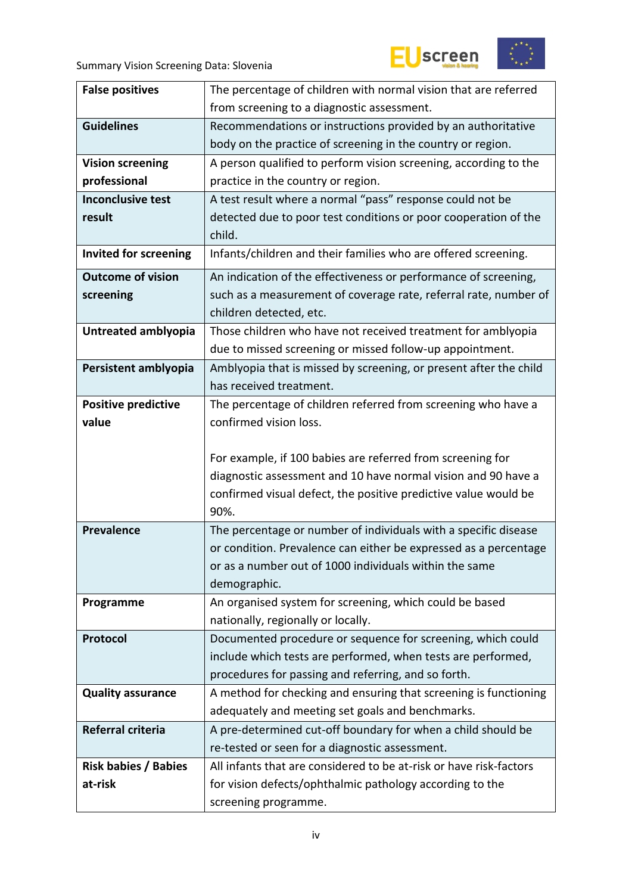| | |
|---|---|
| **False positives** | The percentage of children with normal vision that are referred from screening to a diagnostic assessment. |
| **Guidelines** | Recommendations or instructions provided by an authoritative body on the practice of screening in the country or region. |
| **Vision screening professional** | A person qualified to perform vision screening, according to the practice in the country or region. |
| **Inconclusive test result** | A test result where a normal "pass" response could not be detected due to poor test conditions or poor cooperation of the child. |
| **Invited for screening** | Infants/children and their families who are offered screening. |
| **Outcome of vision screening** | An indication of the effectiveness or performance of screening, such as a measurement of coverage rate, referral rate, number of children detected, etc. |
| **Untreated amblyopia** | Those children who have not received treatment for amblyopia due to missed screening or missed follow-up appointment. |
| **Persistent amblyopia** | Amblyopia that is missed by screening, or present after the child has received treatment. |
| **Positive predictive value** | The percentage of children referred from screening who have a confirmed vision loss.<br><br>For example, if 100 babies are referred from screening for diagnostic assessment and 10 have normal vision and 90 have a confirmed visual defect, the positive predictive value would be 90%. |
| **Prevalence** | The percentage or number of individuals with a specific disease or condition. Prevalence can either be expressed as a percentage or as a number out of 1000 individuals within the same demographic. |
| **Programme** | An organised system for screening, which could be based nationally, regionally or locally. |
| **Protocol** | Documented procedure or sequence for screening, which could include which tests are performed, when tests are performed, procedures for passing and referring, and so forth. |
| **Quality assurance** | A method for checking and ensuring that screening is functioning adequately and meeting set goals and benchmarks. |
| **Referral criteria** | A pre-determined cut-off boundary for when a child should be re-tested or seen for a diagnostic assessment. |
| **Risk babies / Babies at-risk** | All infants that are considered to be at-risk or have risk-factors for vision defects/ophthalmic pathology according to the screening programme. |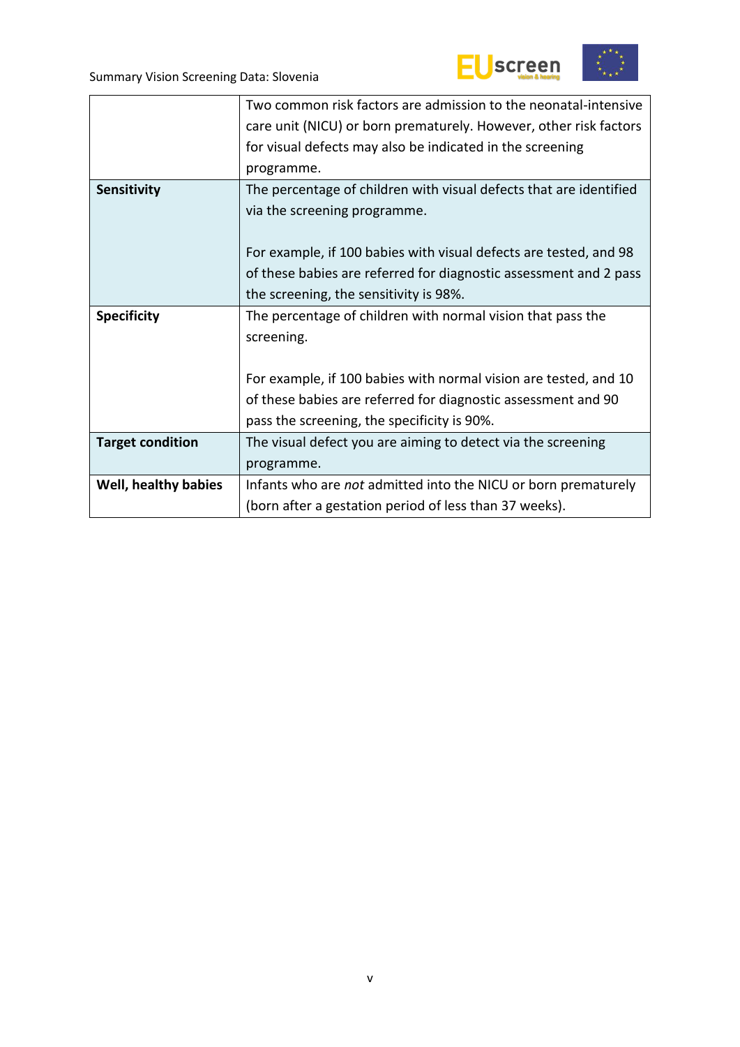| | |
|---|---|
| | Two common risk factors are admission to the neonatal-intensive care unit (NICU) or born prematurely. However, other risk factors for visual defects may also be indicated in the screening programme. |
| **Sensitivity** | The percentage of children with visual defects that are identified via the screening programme.<br><br>For example, if 100 babies with visual defects are tested, and 98 of these babies are referred for diagnostic assessment and 2 pass the screening, the sensitivity is 98%. |
| **Specificity** | The percentage of children with normal vision that pass the screening.<br><br>For example, if 100 babies with normal vision are tested, and 10 of these babies are referred for diagnostic assessment and 90 pass the screening, the specificity is 90%. |
| **Target condition** | The visual defect you are aiming to detect via the screening programme. |
| **Well, healthy babies** | Infants who are *not* admitted into the NICU or born prematurely (born after a gestation period of less than 37 weeks). |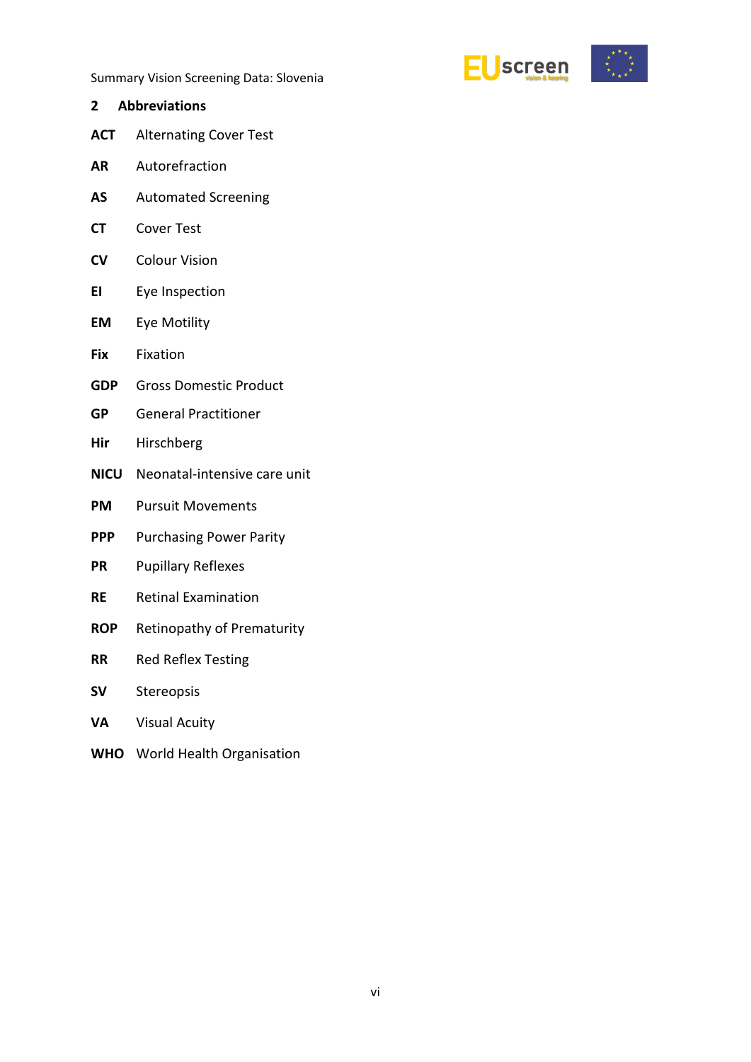## 2 Abbreviations

**ACT** Alternating Cover Test

**AR** Autorefraction

**AS** Automated Screening

**CT** Cover Test

**CV** Colour Vision

**EI** Eye Inspection

**EM** Eye Motility

**Fix** Fixation

**GDP** Gross Domestic Product

**GP** General Practitioner

**Hir** Hirschberg

**NICU** Neonatal-intensive care unit

**PM** Pursuit Movements

**PPP** Purchasing Power Parity

**PR** Pupillary Reflexes

**RE** Retinal Examination

**ROP** Retinopathy of Prematurity

**RR** Red Reflex Testing

**SV** Stereopsis

**VA** Visual Acuity

**WHO** World Health Organisation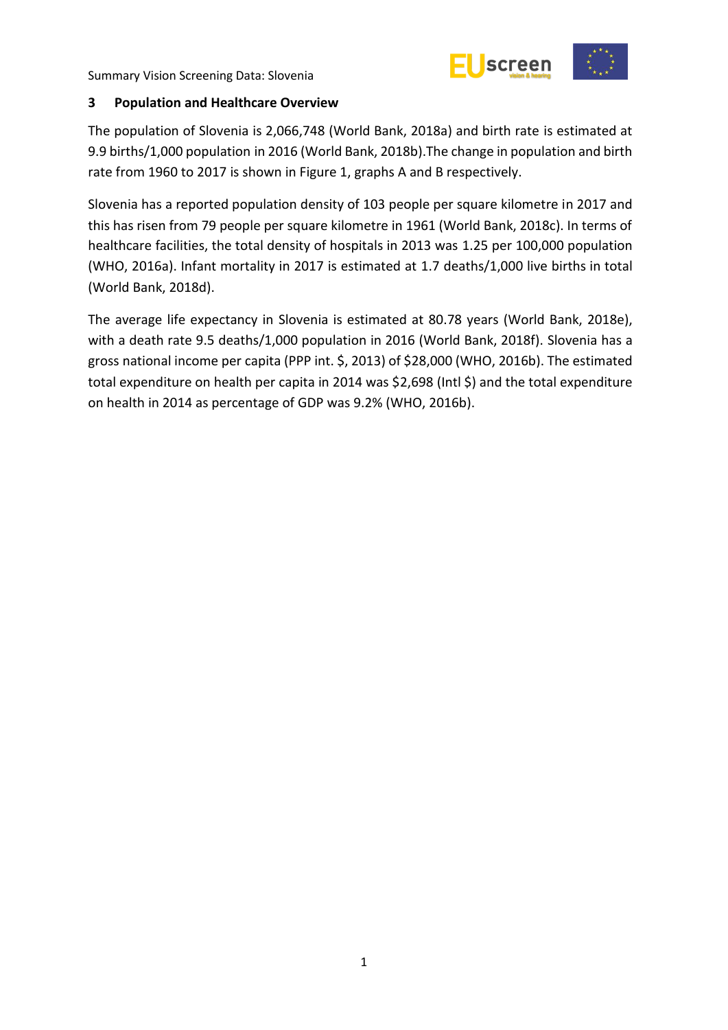## 3 Population and Healthcare Overview

The population of Slovenia is 2,066,748 (World Bank, 2018a) and birth rate is estimated at 9.9 births/1,000 population in 2016 (World Bank, 2018b).The change in population and birth rate from 1960 to 2017 is shown in Figure 1, graphs A and B respectively.

Slovenia has a reported population density of 103 people per square kilometre in 2017 and this has risen from 79 people per square kilometre in 1961 (World Bank, 2018c). In terms of healthcare facilities, the total density of hospitals in 2013 was 1.25 per 100,000 population (WHO, 2016a). Infant mortality in 2017 is estimated at 1.7 deaths/1,000 live births in total (World Bank, 2018d).

The average life expectancy in Slovenia is estimated at 80.78 years (World Bank, 2018e), with a death rate 9.5 deaths/1,000 population in 2016 (World Bank, 2018f). Slovenia has a gross national income per capita (PPP int. $, 2013) of $28,000 (WHO, 2016b). The estimated total expenditure on health per capita in 2014 was $2,698 (Intl $) and the total expenditure on health in 2014 as percentage of GDP was 9.2% (WHO, 2016b).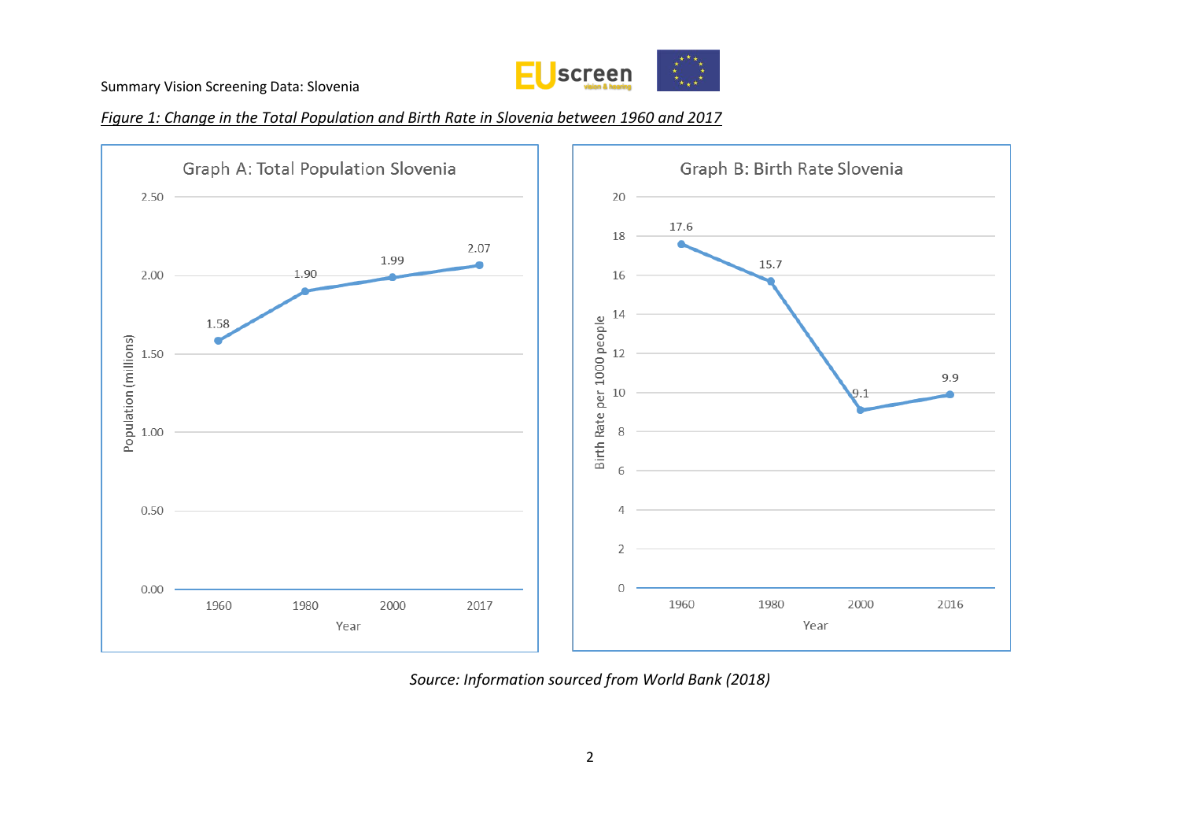*Figure 1: Change in the Total Population and Birth Rate in Slovenia between 1960 and 2017*

**Graph A: Total Population Slovenia**

| Year | Population (millions) |
|---|---|
| 1960 | 1.58 |
| 1980 | 1.90 |
| 2000 | 1.99 |
| 2017 | 2.07 |

**Graph B: Birth Rate Slovenia**

| Year | Birth Rate per 1000 people |
|---|---|
| 1960 | 17.6 |
| 1980 | 15.7 |
| 2000 | 9.1 |
| 2016 | 9.9 |

*Source: Information sourced from World Bank (2018)*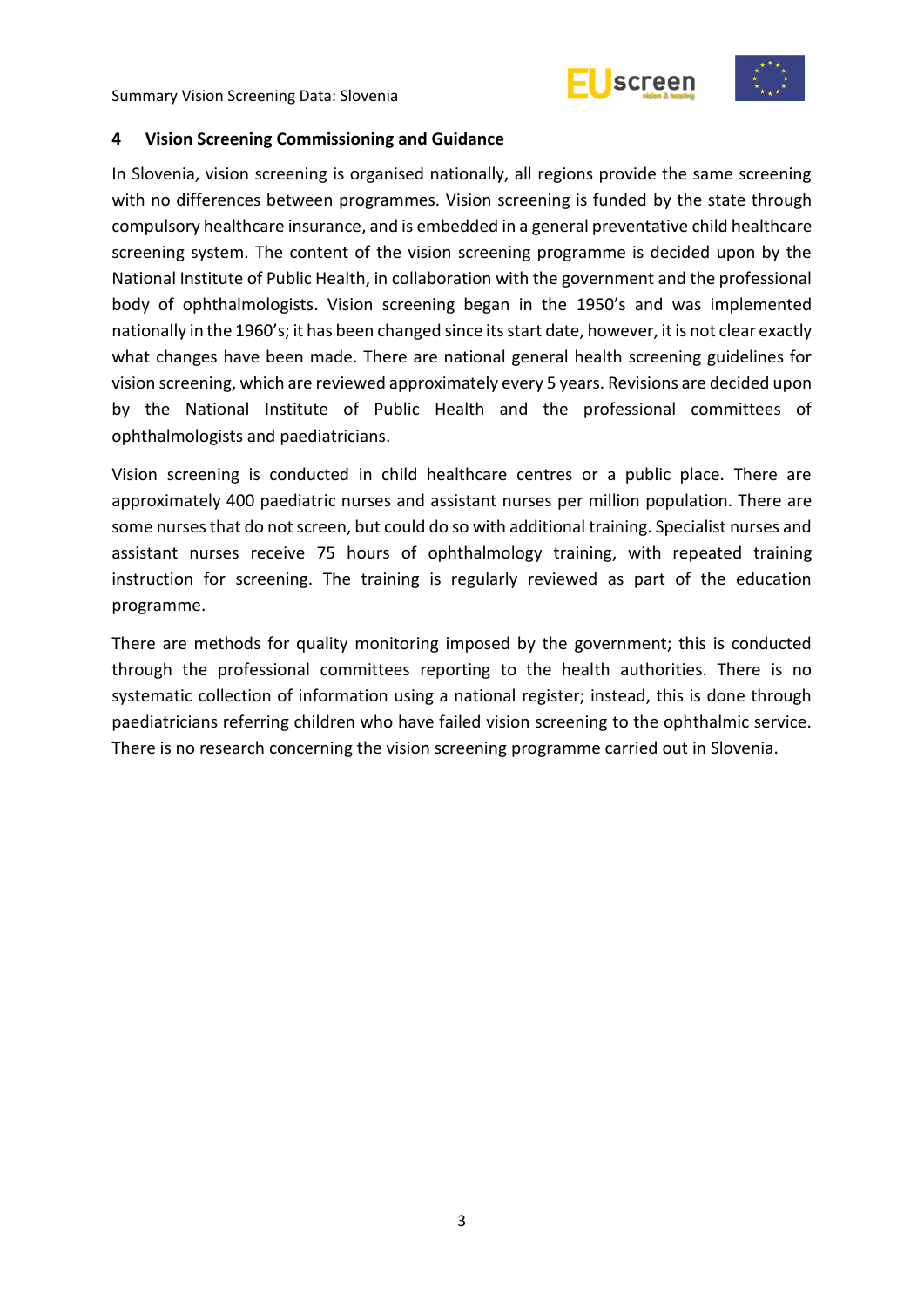## 4 Vision Screening Commissioning and Guidance

In Slovenia, vision screening is organised nationally, all regions provide the same screening with no differences between programmes. Vision screening is funded by the state through compulsory healthcare insurance, and is embedded in a general preventative child healthcare screening system. The content of the vision screening programme is decided upon by the National Institute of Public Health, in collaboration with the government and the professional body of ophthalmologists. Vision screening began in the 1950's and was implemented nationally in the 1960's; it has been changed since its start date, however, it is not clear exactly what changes have been made. There are national general health screening guidelines for vision screening, which are reviewed approximately every 5 years. Revisions are decided upon by the National Institute of Public Health and the professional committees of ophthalmologists and paediatricians.

Vision screening is conducted in child healthcare centres or a public place. There are approximately 400 paediatric nurses and assistant nurses per million population. There are some nurses that do not screen, but could do so with additional training. Specialist nurses and assistant nurses receive 75 hours of ophthalmology training, with repeated training instruction for screening. The training is regularly reviewed as part of the education programme.

There are methods for quality monitoring imposed by the government; this is conducted through the professional committees reporting to the health authorities. There is no systematic collection of information using a national register; instead, this is done through paediatricians referring children who have failed vision screening to the ophthalmic service. There is no research concerning the vision screening programme carried out in Slovenia.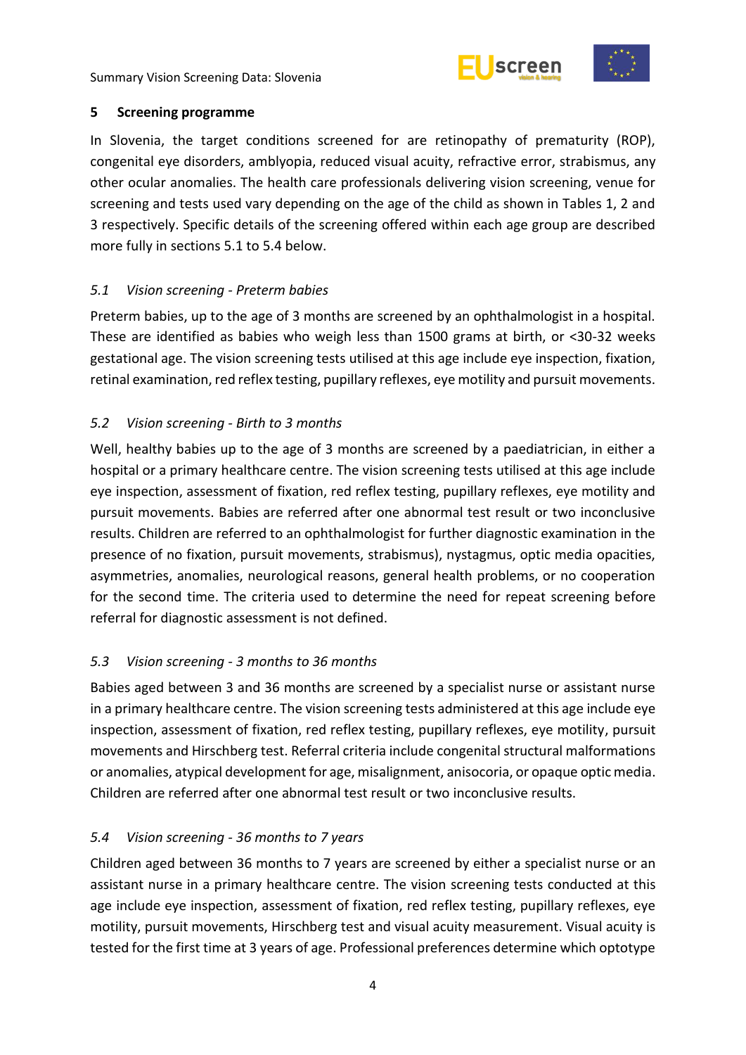## 5 Screening programme

In Slovenia, the target conditions screened for are retinopathy of prematurity (ROP), congenital eye disorders, amblyopia, reduced visual acuity, refractive error, strabismus, any other ocular anomalies. The health care professionals delivering vision screening, venue for screening and tests used vary depending on the age of the child as shown in Tables 1, 2 and 3 respectively. Specific details of the screening offered within each age group are described more fully in sections 5.1 to 5.4 below.

### *5.1 Vision screening - Preterm babies*

Preterm babies, up to the age of 3 months are screened by an ophthalmologist in a hospital. These are identified as babies who weigh less than 1500 grams at birth, or <30-32 weeks gestational age. The vision screening tests utilised at this age include eye inspection, fixation, retinal examination, red reflex testing, pupillary reflexes, eye motility and pursuit movements.

### *5.2 Vision screening - Birth to 3 months*

Well, healthy babies up to the age of 3 months are screened by a paediatrician, in either a hospital or a primary healthcare centre. The vision screening tests utilised at this age include eye inspection, assessment of fixation, red reflex testing, pupillary reflexes, eye motility and pursuit movements. Babies are referred after one abnormal test result or two inconclusive results. Children are referred to an ophthalmologist for further diagnostic examination in the presence of no fixation, pursuit movements, strabismus), nystagmus, optic media opacities, asymmetries, anomalies, neurological reasons, general health problems, or no cooperation for the second time. The criteria used to determine the need for repeat screening before referral for diagnostic assessment is not defined.

### *5.3 Vision screening - 3 months to 36 months*

Babies aged between 3 and 36 months are screened by a specialist nurse or assistant nurse in a primary healthcare centre. The vision screening tests administered at this age include eye inspection, assessment of fixation, red reflex testing, pupillary reflexes, eye motility, pursuit movements and Hirschberg test. Referral criteria include congenital structural malformations or anomalies, atypical development for age, misalignment, anisocoria, or opaque optic media. Children are referred after one abnormal test result or two inconclusive results.

### *5.4 Vision screening - 36 months to 7 years*

Children aged between 36 months to 7 years are screened by either a specialist nurse or an assistant nurse in a primary healthcare centre. The vision screening tests conducted at this age include eye inspection, assessment of fixation, red reflex testing, pupillary reflexes, eye motility, pursuit movements, Hirschberg test and visual acuity measurement. Visual acuity is tested for the first time at 3 years of age. Professional preferences determine which optotype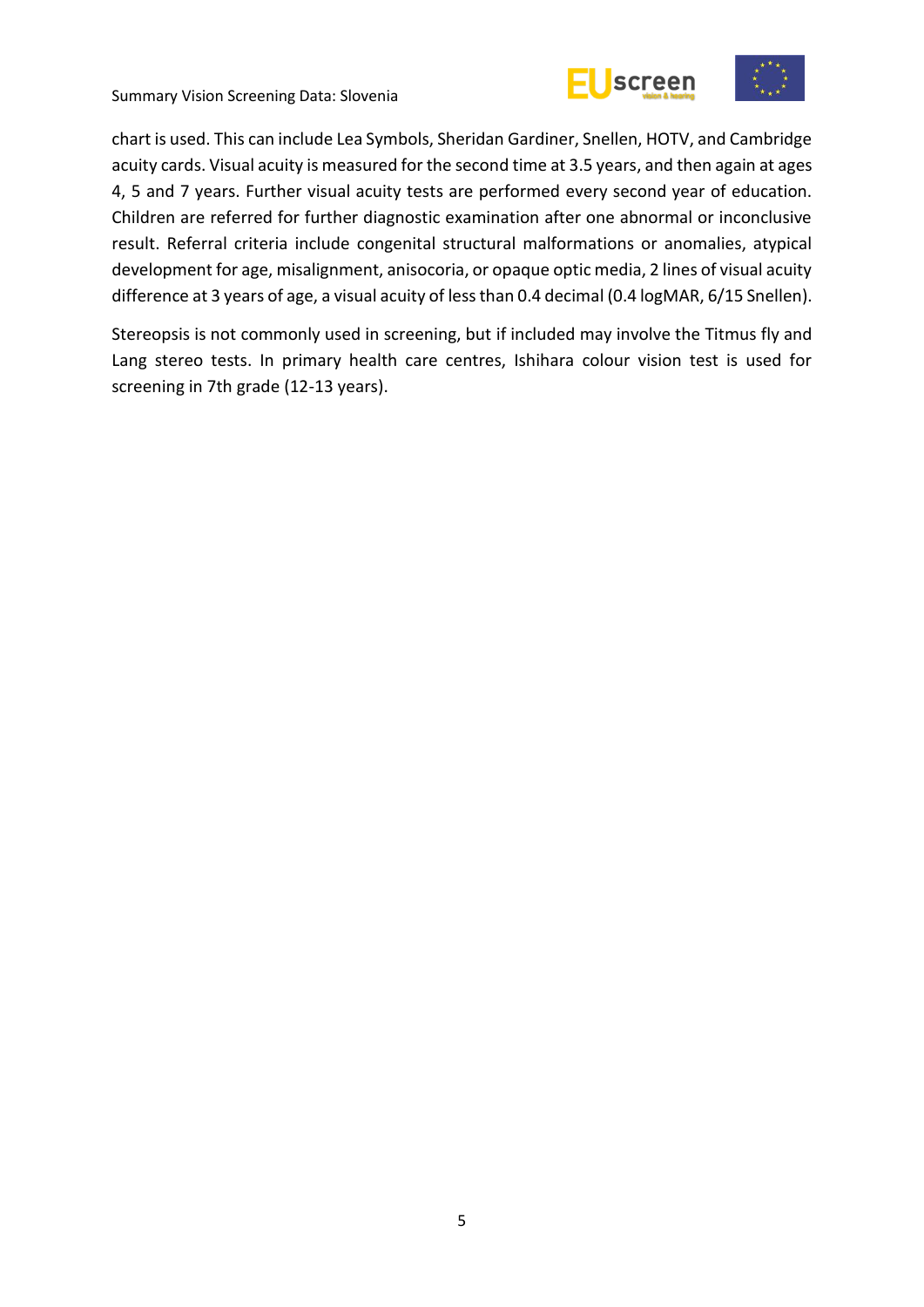chart is used. This can include Lea Symbols, Sheridan Gardiner, Snellen, HOTV, and Cambridge acuity cards. Visual acuity is measured for the second time at 3.5 years, and then again at ages 4, 5 and 7 years. Further visual acuity tests are performed every second year of education. Children are referred for further diagnostic examination after one abnormal or inconclusive result. Referral criteria include congenital structural malformations or anomalies, atypical development for age, misalignment, anisocoria, or opaque optic media, 2 lines of visual acuity difference at 3 years of age, a visual acuity of less than 0.4 decimal (0.4 logMAR, 6/15 Snellen).

Stereopsis is not commonly used in screening, but if included may involve the Titmus fly and Lang stereo tests. In primary health care centres, Ishihara colour vision test is used for screening in 7th grade (12-13 years).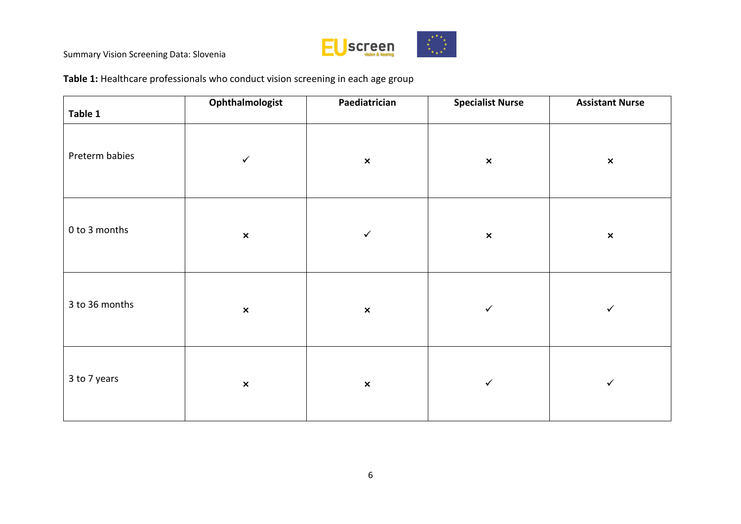**Table 1:** Healthcare professionals who conduct vision screening in each age group

| Table 1 | Ophthalmologist | Paediatrician | Specialist Nurse | Assistant Nurse |
|---|---|---|---|---|
| Preterm babies | ✓ | × | × | × |
| 0 to 3 months | × | ✓ | × | × |
| 3 to 36 months | × | × | ✓ | ✓ |
| 3 to 7 years | × | × | ✓ | ✓ |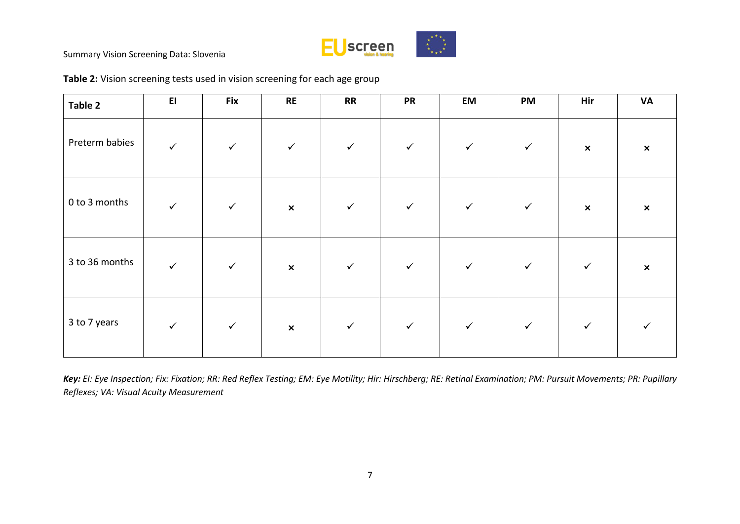**Table 2:** Vision screening tests used in vision screening for each age group

| Table 2 | EI | Fix | RE | RR | PR | EM | PM | Hir | VA |
|---|---|---|---|---|---|---|---|---|---|
| Preterm babies | ✓ | ✓ | ✓ | ✓ | ✓ | ✓ | ✓ | × | × |
| 0 to 3 months | ✓ | ✓ | × | ✓ | ✓ | ✓ | ✓ | × | × |
| 3 to 36 months | ✓ | ✓ | × | ✓ | ✓ | ✓ | ✓ | ✓ | × |
| 3 to 7 years | ✓ | ✓ | × | ✓ | ✓ | ✓ | ✓ | ✓ | ✓ |

***Key:*** *EI: Eye Inspection; Fix: Fixation; RR: Red Reflex Testing; EM: Eye Motility; Hir: Hirschberg; RE: Retinal Examination; PM: Pursuit Movements; PR: Pupillary Reflexes; VA: Visual Acuity Measurement*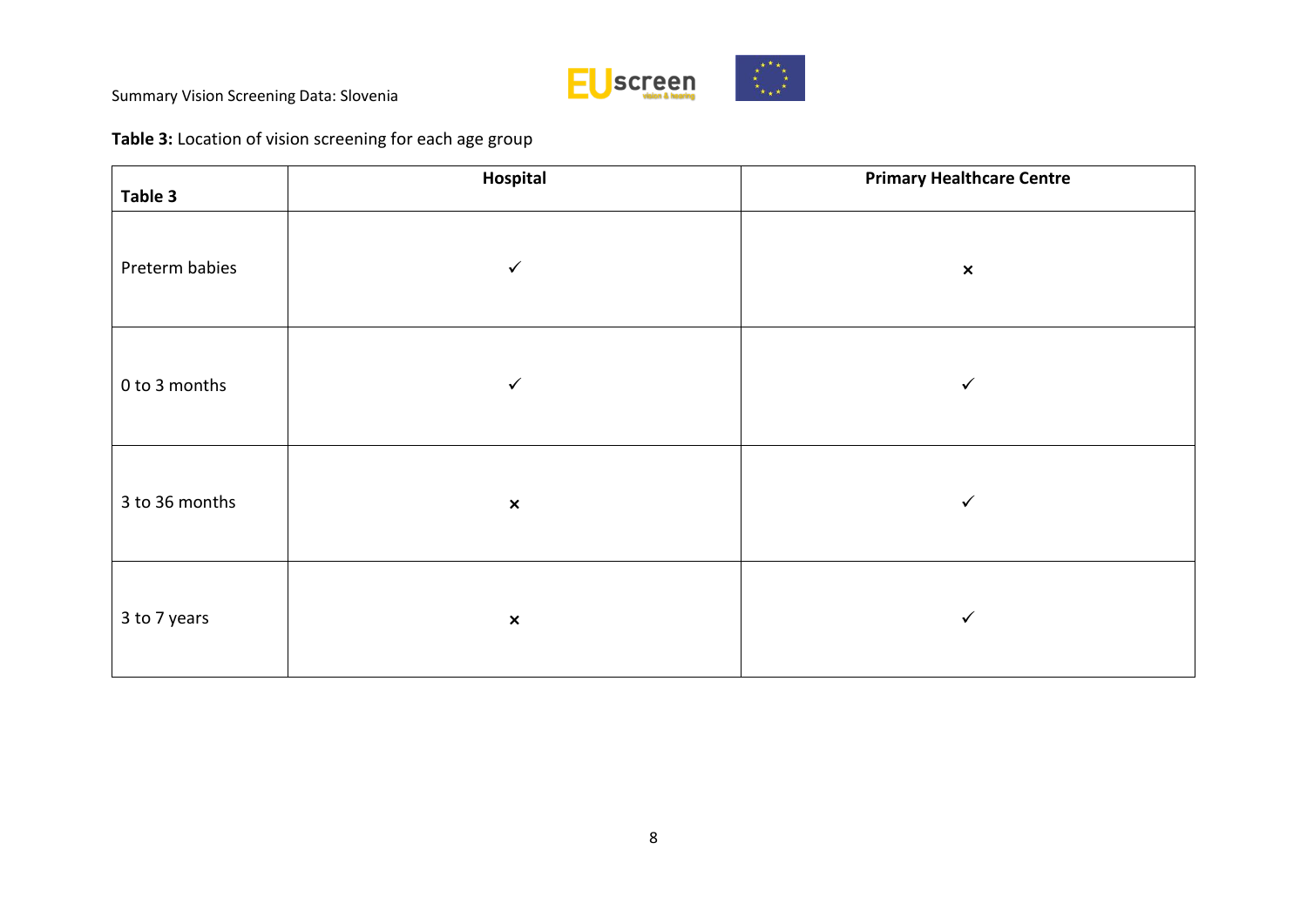**Table 3:** Location of vision screening for each age group

| Table 3 | Hospital | Primary Healthcare Centre |
|---|---|---|
| Preterm babies | ✓ | × |
| 0 to 3 months | ✓ | ✓ |
| 3 to 36 months | × | ✓ |
| 3 to 7 years | × | ✓ |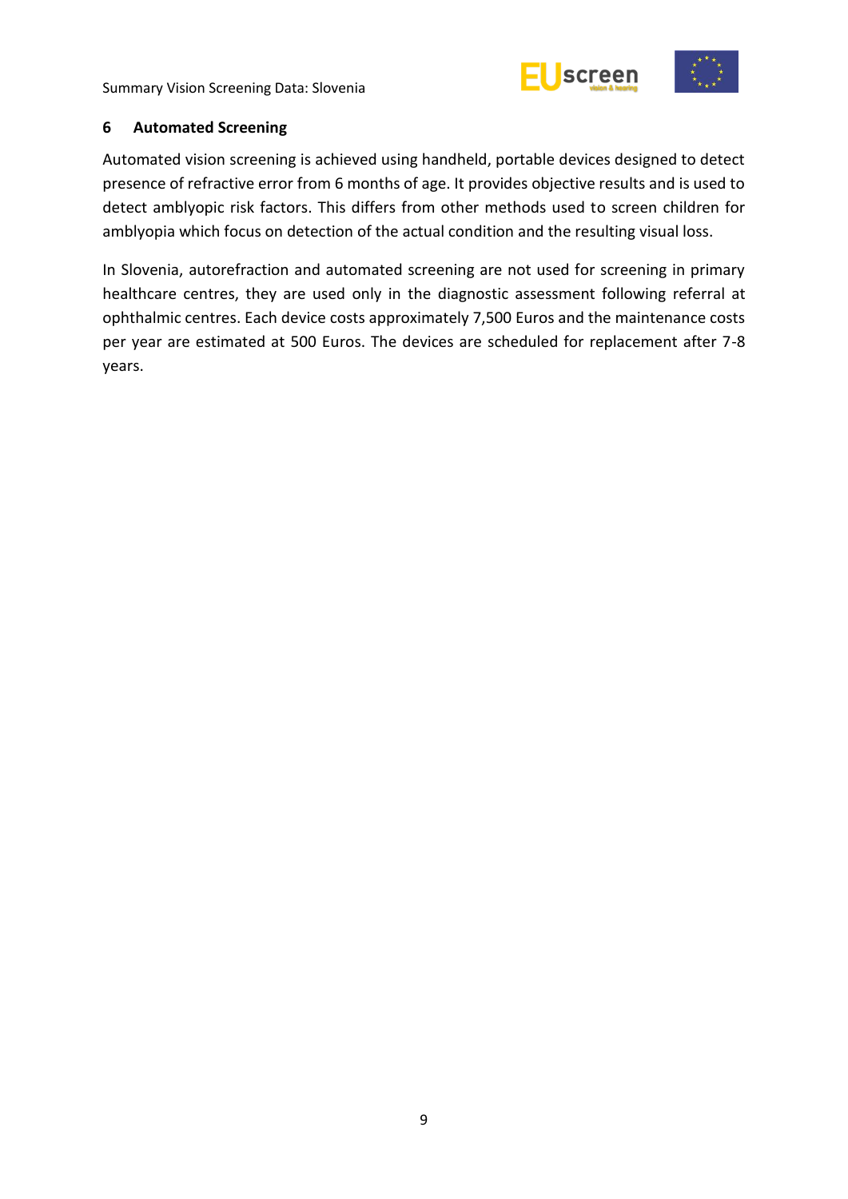## 6 Automated Screening

Automated vision screening is achieved using handheld, portable devices designed to detect presence of refractive error from 6 months of age. It provides objective results and is used to detect amblyopic risk factors. This differs from other methods used to screen children for amblyopia which focus on detection of the actual condition and the resulting visual loss.

In Slovenia, autorefraction and automated screening are not used for screening in primary healthcare centres, they are used only in the diagnostic assessment following referral at ophthalmic centres. Each device costs approximately 7,500 Euros and the maintenance costs per year are estimated at 500 Euros. The devices are scheduled for replacement after 7-8 years.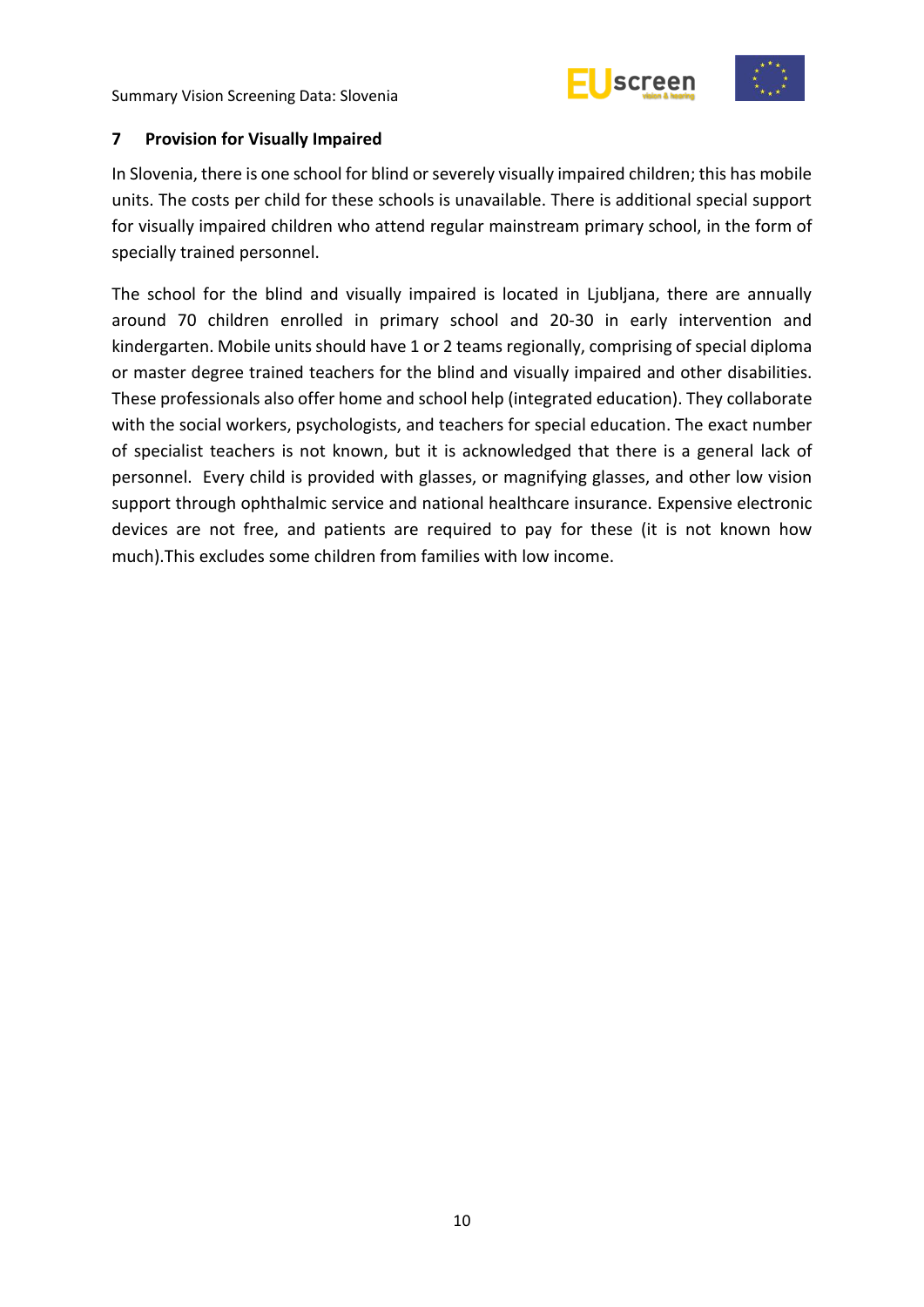## 7 Provision for Visually Impaired

In Slovenia, there is one school for blind or severely visually impaired children; this has mobile units. The costs per child for these schools is unavailable. There is additional special support for visually impaired children who attend regular mainstream primary school, in the form of specially trained personnel.

The school for the blind and visually impaired is located in Ljubljana, there are annually around 70 children enrolled in primary school and 20-30 in early intervention and kindergarten. Mobile units should have 1 or 2 teams regionally, comprising of special diploma or master degree trained teachers for the blind and visually impaired and other disabilities. These professionals also offer home and school help (integrated education). They collaborate with the social workers, psychologists, and teachers for special education. The exact number of specialist teachers is not known, but it is acknowledged that there is a general lack of personnel. Every child is provided with glasses, or magnifying glasses, and other low vision support through ophthalmic service and national healthcare insurance. Expensive electronic devices are not free, and patients are required to pay for these (it is not known how much).This excludes some children from families with low income.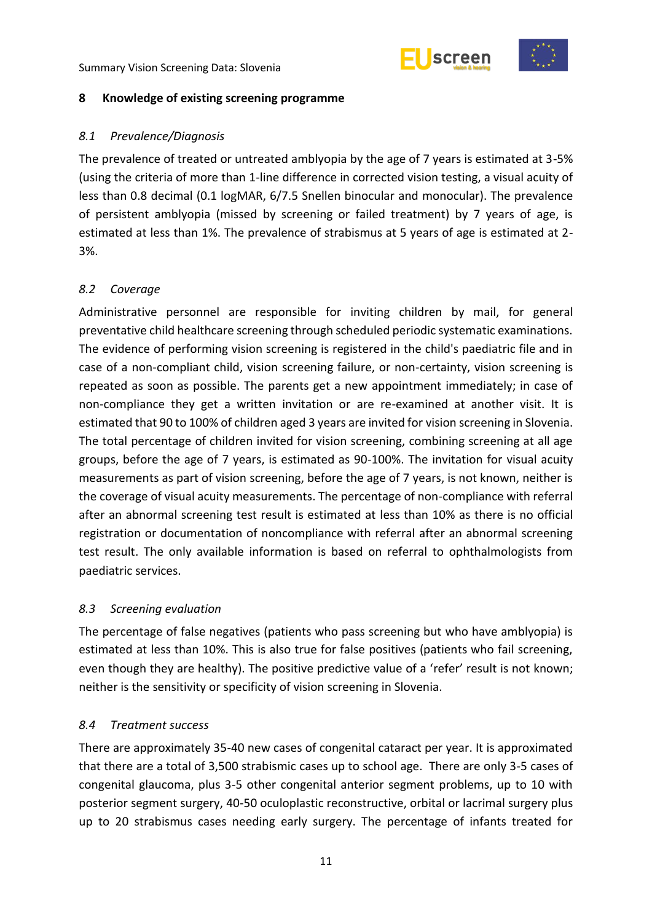## 8 Knowledge of existing screening programme

### *8.1 Prevalence/Diagnosis*

The prevalence of treated or untreated amblyopia by the age of 7 years is estimated at 3-5% (using the criteria of more than 1-line difference in corrected vision testing, a visual acuity of less than 0.8 decimal (0.1 logMAR, 6/7.5 Snellen binocular and monocular). The prevalence of persistent amblyopia (missed by screening or failed treatment) by 7 years of age, is estimated at less than 1%. The prevalence of strabismus at 5 years of age is estimated at 2-3%.

### *8.2 Coverage*

Administrative personnel are responsible for inviting children by mail, for general preventative child healthcare screening through scheduled periodic systematic examinations. The evidence of performing vision screening is registered in the child's paediatric file and in case of a non-compliant child, vision screening failure, or non-certainty, vision screening is repeated as soon as possible. The parents get a new appointment immediately; in case of non-compliance they get a written invitation or are re-examined at another visit. It is estimated that 90 to 100% of children aged 3 years are invited for vision screening in Slovenia. The total percentage of children invited for vision screening, combining screening at all age groups, before the age of 7 years, is estimated as 90-100%. The invitation for visual acuity measurements as part of vision screening, before the age of 7 years, is not known, neither is the coverage of visual acuity measurements. The percentage of non-compliance with referral after an abnormal screening test result is estimated at less than 10% as there is no official registration or documentation of noncompliance with referral after an abnormal screening test result. The only available information is based on referral to ophthalmologists from paediatric services.

### *8.3 Screening evaluation*

The percentage of false negatives (patients who pass screening but who have amblyopia) is estimated at less than 10%. This is also true for false positives (patients who fail screening, even though they are healthy). The positive predictive value of a 'refer' result is not known; neither is the sensitivity or specificity of vision screening in Slovenia.

### *8.4 Treatment success*

There are approximately 35-40 new cases of congenital cataract per year. It is approximated that there are a total of 3,500 strabismic cases up to school age. There are only 3-5 cases of congenital glaucoma, plus 3-5 other congenital anterior segment problems, up to 10 with posterior segment surgery, 40-50 oculoplastic reconstructive, orbital or lacrimal surgery plus up to 20 strabismus cases needing early surgery. The percentage of infants treated for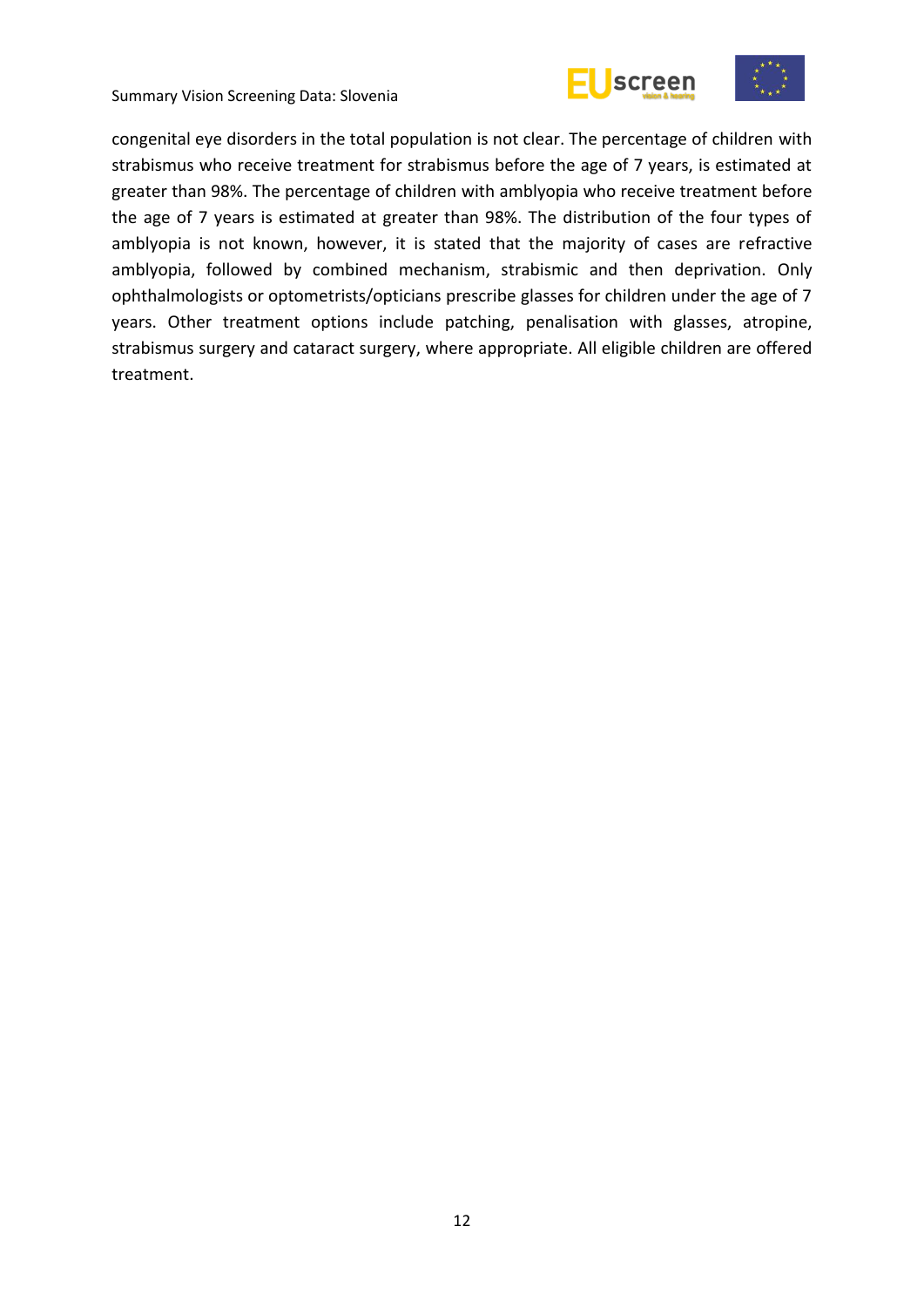congenital eye disorders in the total population is not clear. The percentage of children with strabismus who receive treatment for strabismus before the age of 7 years, is estimated at greater than 98%. The percentage of children with amblyopia who receive treatment before the age of 7 years is estimated at greater than 98%. The distribution of the four types of amblyopia is not known, however, it is stated that the majority of cases are refractive amblyopia, followed by combined mechanism, strabismic and then deprivation. Only ophthalmologists or optometrists/opticians prescribe glasses for children under the age of 7 years. Other treatment options include patching, penalisation with glasses, atropine, strabismus surgery and cataract surgery, where appropriate. All eligible children are offered treatment.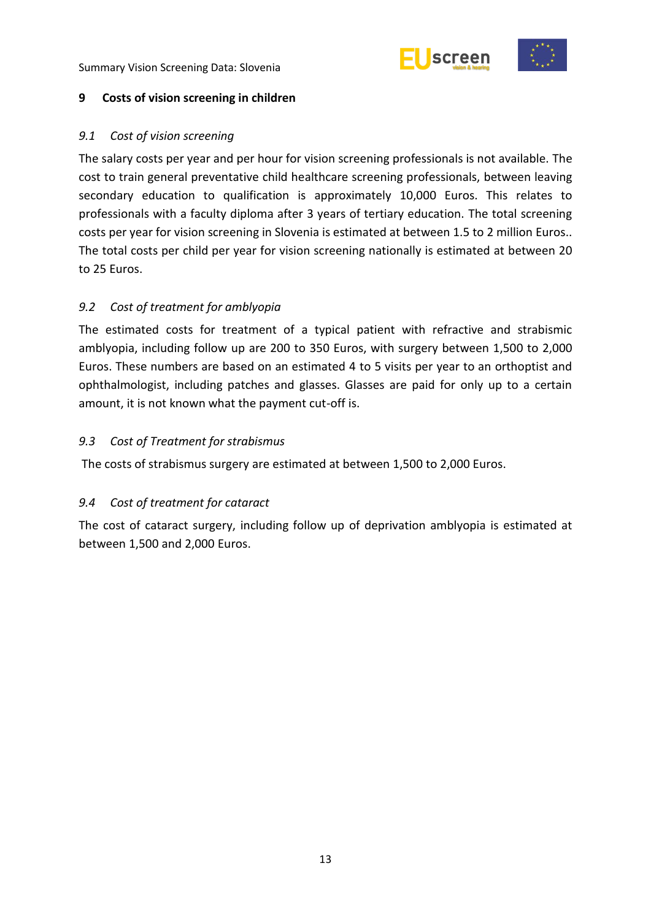## 9 Costs of vision screening in children

### *9.1 Cost of vision screening*

The salary costs per year and per hour for vision screening professionals is not available. The cost to train general preventative child healthcare screening professionals, between leaving secondary education to qualification is approximately 10,000 Euros. This relates to professionals with a faculty diploma after 3 years of tertiary education. The total screening costs per year for vision screening in Slovenia is estimated at between 1.5 to 2 million Euros.. The total costs per child per year for vision screening nationally is estimated at between 20 to 25 Euros.

### *9.2 Cost of treatment for amblyopia*

The estimated costs for treatment of a typical patient with refractive and strabismic amblyopia, including follow up are 200 to 350 Euros, with surgery between 1,500 to 2,000 Euros. These numbers are based on an estimated 4 to 5 visits per year to an orthoptist and ophthalmologist, including patches and glasses. Glasses are paid for only up to a certain amount, it is not known what the payment cut-off is.

### *9.3 Cost of Treatment for strabismus*

The costs of strabismus surgery are estimated at between 1,500 to 2,000 Euros.

### *9.4 Cost of treatment for cataract*

The cost of cataract surgery, including follow up of deprivation amblyopia is estimated at between 1,500 and 2,000 Euros.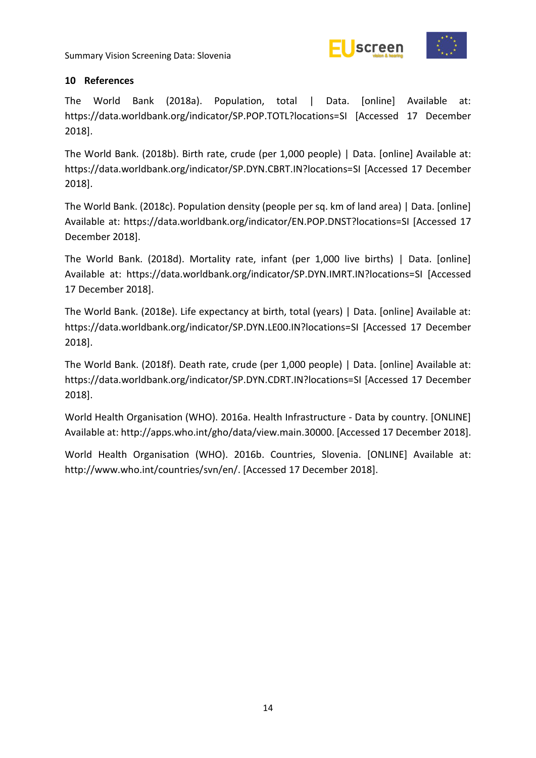## 10 References

The World Bank (2018a). Population, total | Data. [online] Available at: https://data.worldbank.org/indicator/SP.POP.TOTL?locations=SI [Accessed 17 December 2018].

The World Bank. (2018b). Birth rate, crude (per 1,000 people) | Data. [online] Available at: https://data.worldbank.org/indicator/SP.DYN.CBRT.IN?locations=SI [Accessed 17 December 2018].

The World Bank. (2018c). Population density (people per sq. km of land area) | Data. [online] Available at: https://data.worldbank.org/indicator/EN.POP.DNST?locations=SI [Accessed 17 December 2018].

The World Bank. (2018d). Mortality rate, infant (per 1,000 live births) | Data. [online] Available at: https://data.worldbank.org/indicator/SP.DYN.IMRT.IN?locations=SI [Accessed 17 December 2018].

The World Bank. (2018e). Life expectancy at birth, total (years) | Data. [online] Available at: https://data.worldbank.org/indicator/SP.DYN.LE00.IN?locations=SI [Accessed 17 December 2018].

The World Bank. (2018f). Death rate, crude (per 1,000 people) | Data. [online] Available at: https://data.worldbank.org/indicator/SP.DYN.CDRT.IN?locations=SI [Accessed 17 December 2018].

World Health Organisation (WHO). 2016a. Health Infrastructure - Data by country. [ONLINE] Available at: http://apps.who.int/gho/data/view.main.30000. [Accessed 17 December 2018].

World Health Organisation (WHO). 2016b. Countries, Slovenia. [ONLINE] Available at: http://www.who.int/countries/svn/en/. [Accessed 17 December 2018].